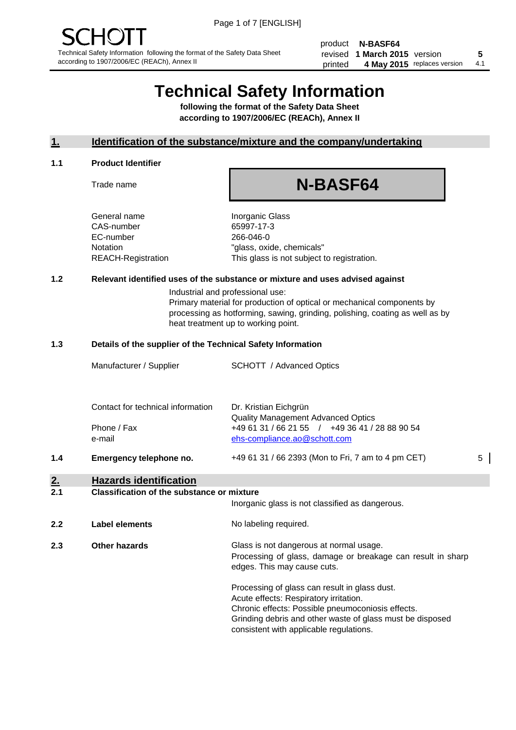SCHOTT

Technical Safety Information following the format of the Safety Data Sheet according to 1907/2006/EC (REACh), Annex II

| | | | |
|---|---|---|---|
| product | **N-BASF64** | | |
| revised | **1 March 2015** | version | **5** |
| printed | **4 May 2015** | replaces version | 4.1 |

# Technical Safety Information

**following the format of the Safety Data Sheet according to 1907/2006/EC (REACh), Annex II**

## 1. Identification of the substance/mixture and the company/undertaking

### 1.1 Product Identifier

| | |
|---|---|
| Trade name | **N-BASF64** |
| General name | Inorganic Glass |
| CAS-number | 65997-17-3 |
| EC-number | 266-046-0 |
| Notation | "glass, oxide, chemicals" |
| REACH-Registration | This glass is not subject to registration. |

### 1.2 Relevant identified uses of the substance or mixture and uses advised against

Industrial and professional use:
Primary material for production of optical or mechanical components by processing as hotforming, sawing, grinding, polishing, coating as well as by heat treatment up to working point.

### 1.3 Details of the supplier of the Technical Safety Information

| | |
|---|---|
| Manufacturer / Supplier | SCHOTT / Advanced Optics |
| Contact for technical information | Dr. Kristian Eichgrün<br>Quality Management Advanced Optics |
| Phone / Fax | +49 61 31 / 66 21 55 / +49 36 41 / 28 88 90 54 |
| e-mail | ehs-compliance.ao@schott.com |

### 1.4 Emergency telephone no.

+49 61 31 / 66 2393 (Mon to Fri, 7 am to 4 pm CET) 5

## 2. Hazards identification

### 2.1 Classification of the substance or mixture

Inorganic glass is not classified as dangerous.

### 2.2 Label elements

No labeling required.

### 2.3 Other hazards

Glass is not dangerous at normal usage.
Processing of glass, damage or breakage can result in sharp edges. This may cause cuts.

Processing of glass can result in glass dust.
Acute effects: Respiratory irritation.
Chronic effects: Possible pneumoconiosis effects.
Grinding debris and other waste of glass must be disposed consistent with applicable regulations.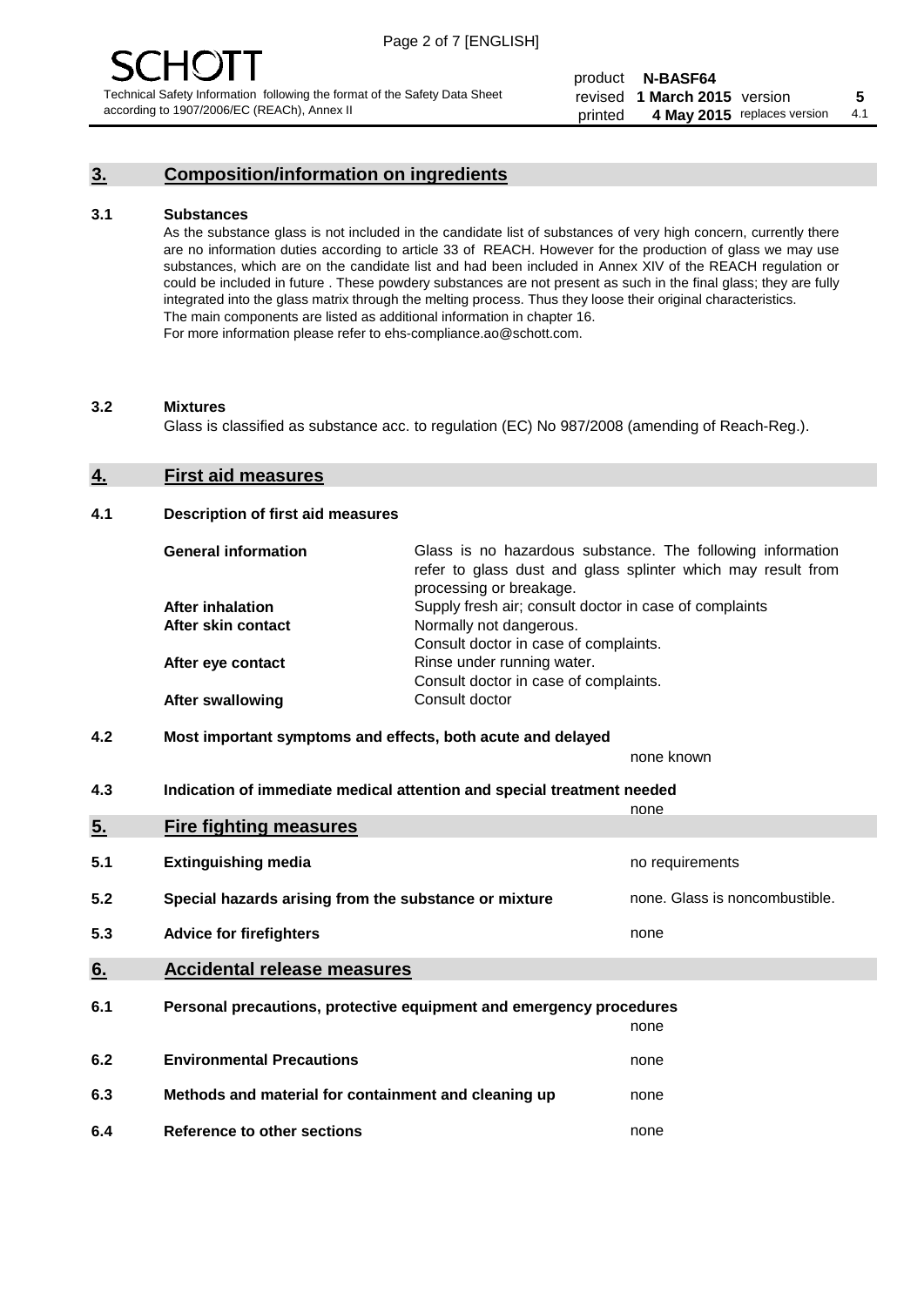## 3. Composition/information on ingredients

**3.1 Substances**

As the substance glass is not included in the candidate list of substances of very high concern, currently there are no information duties according to article 33 of REACH. However for the production of glass we may use substances, which are on the candidate list and had been included in Annex XIV of the REACH regulation or could be included in future . These powdery substances are not present as such in the final glass; they are fully integrated into the glass matrix through the melting process. Thus they loose their original characteristics. The main components are listed as additional information in chapter 16.
For more information please refer to ehs-compliance.ao@schott.com.

**3.2 Mixtures**

Glass is classified as substance acc. to regulation (EC) No 987/2008 (amending of Reach-Reg.).

## 4. First aid measures

**4.1 Description of first aid measures**

| | |
|---|---|
| **General information** | Glass is no hazardous substance. The following information refer to glass dust and glass splinter which may result from processing or breakage. |
| **After inhalation** | Supply fresh air; consult doctor in case of complaints |
| **After skin contact** | Normally not dangerous. Consult doctor in case of complaints. |
| **After eye contact** | Rinse under running water. Consult doctor in case of complaints. |
| **After swallowing** | Consult doctor |

**4.2 Most important symptoms and effects, both acute and delayed**

none known

**4.3 Indication of immediate medical attention and special treatment needed**

none

## 5. Fire fighting measures

| | | |
|---|---|---|
| **5.1** | **Extinguishing media** | no requirements |
| **5.2** | **Special hazards arising from the substance or mixture** | none. Glass is noncombustible. |
| **5.3** | **Advice for firefighters** | none |

## 6. Accidental release measures

| | | |
|---|---|---|
| **6.1** | **Personal precautions, protective equipment and emergency procedures** | none |
| **6.2** | **Environmental Precautions** | none |
| **6.3** | **Methods and material for containment and cleaning up** | none |
| **6.4** | **Reference to other sections** | none |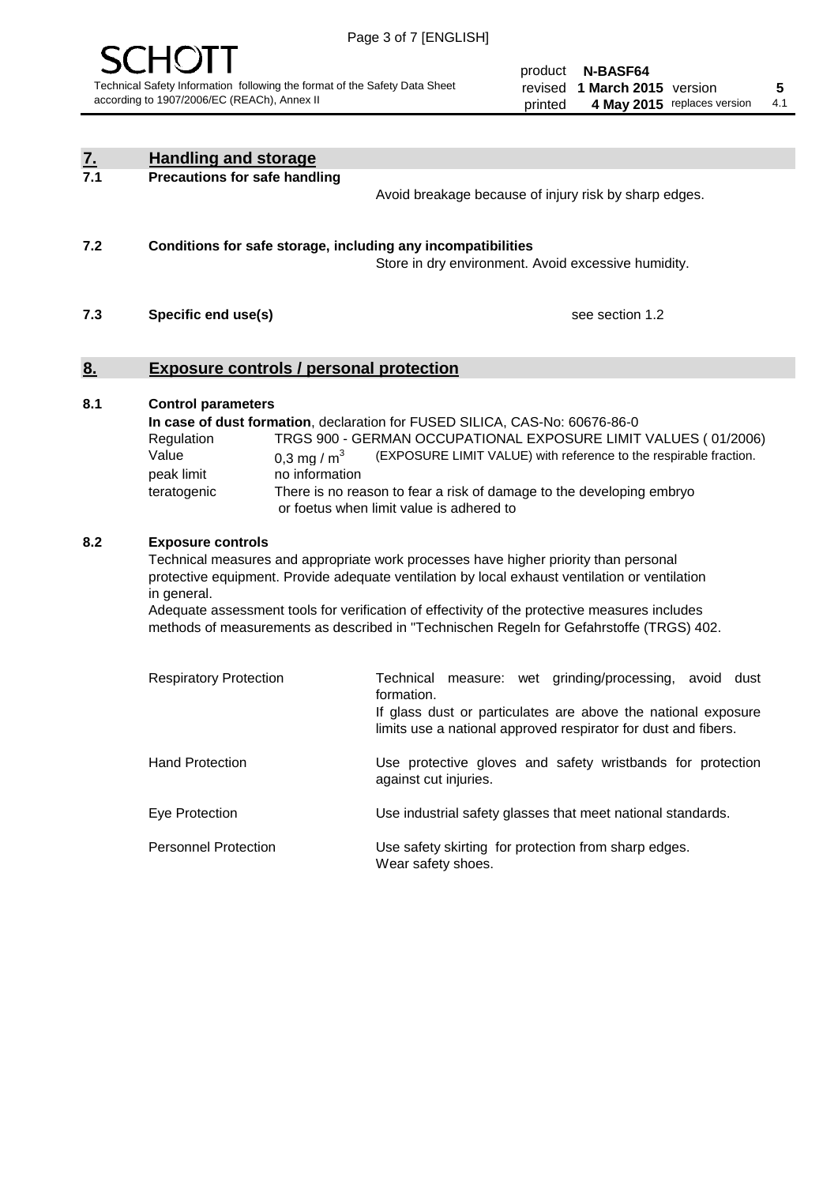## 7. Handling and storage

**7.1 Precautions for safe handling**

Avoid breakage because of injury risk by sharp edges.

**7.2 Conditions for safe storage, including any incompatibilities**

Store in dry environment. Avoid excessive humidity.

**7.3 Specific end use(s)**

see section 1.2

## 8. Exposure controls / personal protection

**8.1 Control parameters**

**In case of dust formation**, declaration for FUSED SILICA, CAS-No: 60676-86-0

| | | |
|---|---|---|
| Regulation | TRGS 900 - GERMAN OCCUPATIONAL EXPOSURE LIMIT VALUES ( 01/2006) | |
| Value | 0,3 mg / $m^3$ | (EXPOSURE LIMIT VALUE) with reference to the respirable fraction. |
| peak limit | no information | |
| teratogenic | There is no reason to fear a risk of damage to the developing embryo or foetus when limit value is adhered to | |

**8.2 Exposure controls**

Technical measures and appropriate work processes have higher priority than personal protective equipment. Provide adequate ventilation by local exhaust ventilation or ventilation in general.

Adequate assessment tools for verification of effectivity of the protective measures includes methods of measurements as described in "Technischen Regeln for Gefahrstoffe (TRGS) 402.

| | |
|---|---|
| Respiratory Protection | Technical measure: wet grinding/processing, avoid dust formation. If glass dust or particulates are above the national exposure limits use a national approved respirator for dust and fibers. |
| Hand Protection | Use protective gloves and safety wristbands for protection against cut injuries. |
| Eye Protection | Use industrial safety glasses that meet national standards. |
| Personnel Protection | Use safety skirting for protection from sharp edges. Wear safety shoes. |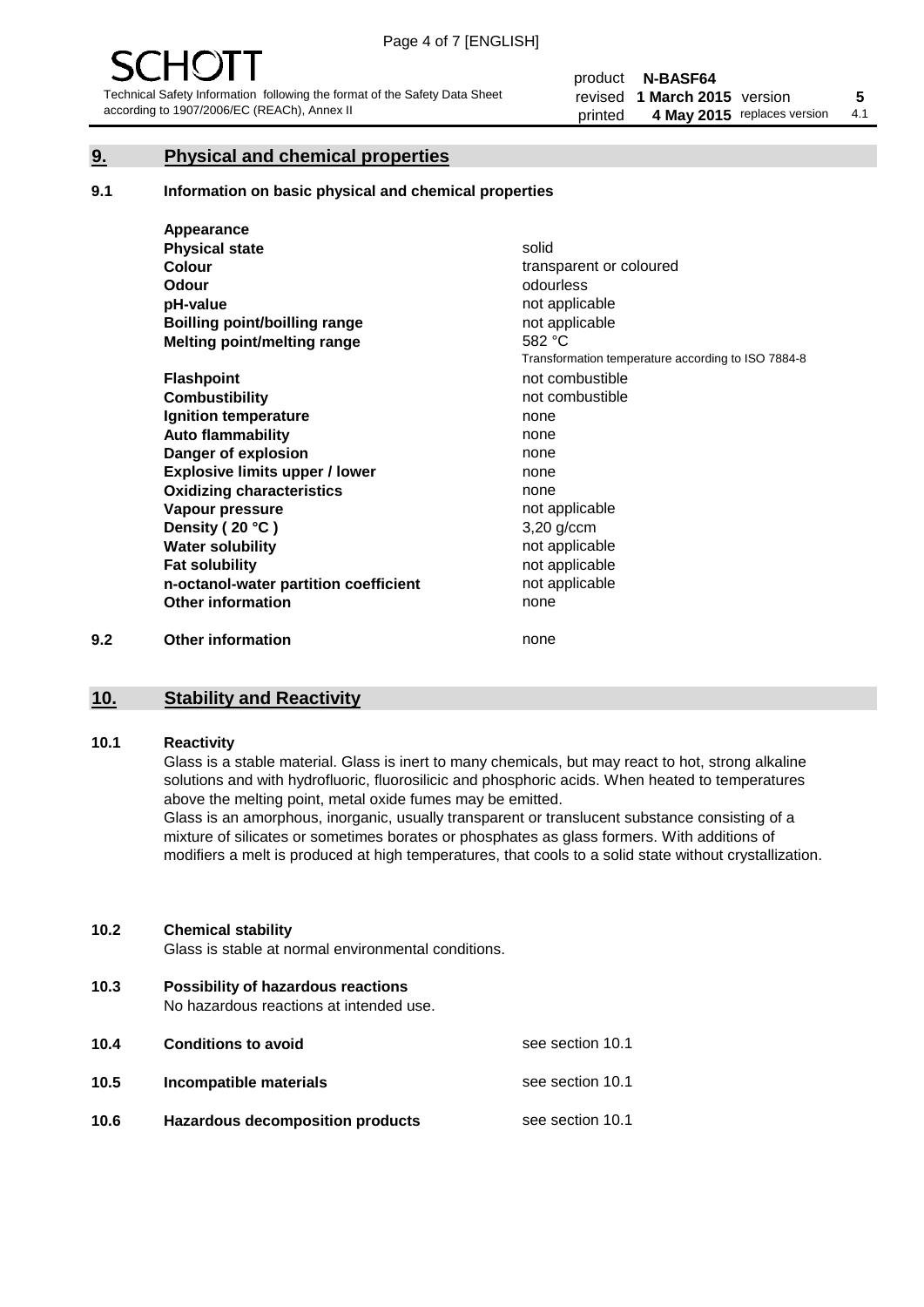## 9. Physical and chemical properties

### 9.1 Information on basic physical and chemical properties

| | |
|---|---|
| **Appearance** | |
| **Physical state** | solid |
| **Colour** | transparent or coloured |
| **Odour** | odourless |
| **pH-value** | not applicable |
| **Boilling point/boilling range** | not applicable |
| **Melting point/melting range** | 582 °C<br>Transformation temperature according to ISO 7884-8 |
| **Flashpoint** | not combustible |
| **Combustibility** | not combustible |
| **Ignition temperature** | none |
| **Auto flammability** | none |
| **Danger of explosion** | none |
| **Explosive limits upper / lower** | none |
| **Oxidizing characteristics** | none |
| **Vapour pressure** | not applicable |
| **Density ( 20 °C )** | 3,20 g/ccm |
| **Water solubility** | not applicable |
| **Fat solubility** | not applicable |
| **n-octanol-water partition coefficient** | not applicable |
| **Other information** | none |

### 9.2 Other information

none

## 10. Stability and Reactivity

### 10.1 Reactivity

Glass is a stable material. Glass is inert to many chemicals, but may react to hot, strong alkaline solutions and with hydrofluoric, fluorosilicic and phosphoric acids. When heated to temperatures above the melting point, metal oxide fumes may be emitted.

Glass is an amorphous, inorganic, usually transparent or translucent substance consisting of a mixture of silicates or sometimes borates or phosphates as glass formers. With additions of modifiers a melt is produced at high temperatures, that cools to a solid state without crystallization.

### 10.2 Chemical stability

Glass is stable at normal environmental conditions.

### 10.3 Possibility of hazardous reactions

No hazardous reactions at intended use.

### 10.4 Conditions to avoid

see section 10.1

### 10.5 Incompatible materials

see section 10.1

### 10.6 Hazardous decomposition products

see section 10.1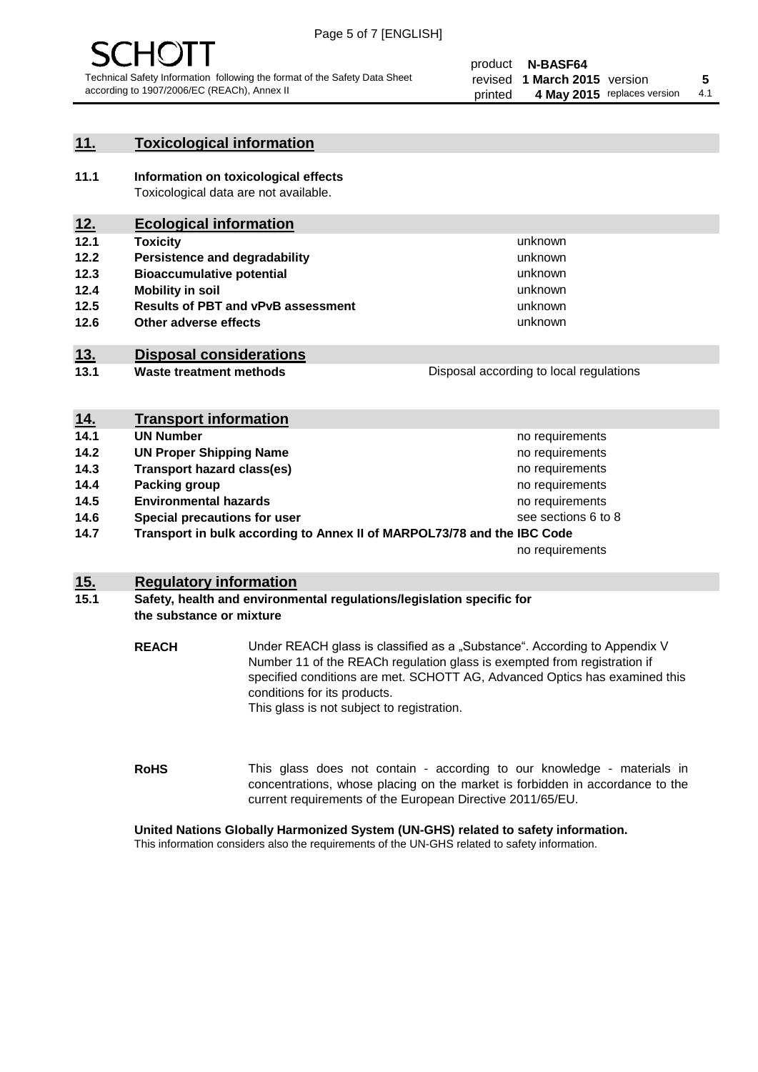## 11. Toxicological information

**11.1 Information on toxicological effects**
Toxicological data are not available.

## 12. Ecological information

| | | |
|---|---|---|
| **12.1** | **Toxicity** | unknown |
| **12.2** | **Persistence and degradability** | unknown |
| **12.3** | **Bioaccumulative potential** | unknown |
| **12.4** | **Mobility in soil** | unknown |
| **12.5** | **Results of PBT and vPvB assessment** | unknown |
| **12.6** | **Other adverse effects** | unknown |

## 13. Disposal considerations

| | | |
|---|---|---|
| **13.1** | **Waste treatment methods** | Disposal according to local regulations |

## 14. Transport information

| | | |
|---|---|---|
| **14.1** | **UN Number** | no requirements |
| **14.2** | **UN Proper Shipping Name** | no requirements |
| **14.3** | **Transport hazard class(es)** | no requirements |
| **14.4** | **Packing group** | no requirements |
| **14.5** | **Environmental hazards** | no requirements |
| **14.6** | **Special precautions for user** | see sections 6 to 8 |
| **14.7** | **Transport in bulk according to Annex II of MARPOL73/78 and the IBC Code** | no requirements |

## 15. Regulatory information

**15.1 Safety, health and environmental regulations/legislation specific for the substance or mixture**

**REACH** Under REACH glass is classified as a „Substance". According to Appendix V Number 11 of the REACh regulation glass is exempted from registration if specified conditions are met. SCHOTT AG, Advanced Optics has examined this conditions for its products.
This glass is not subject to registration.

**RoHS** This glass does not contain - according to our knowledge - materials in concentrations, whose placing on the market is forbidden in accordance to the current requirements of the European Directive 2011/65/EU.

**United Nations Globally Harmonized System (UN-GHS) related to safety information.**
This information considers also the requirements of the UN-GHS related to safety information.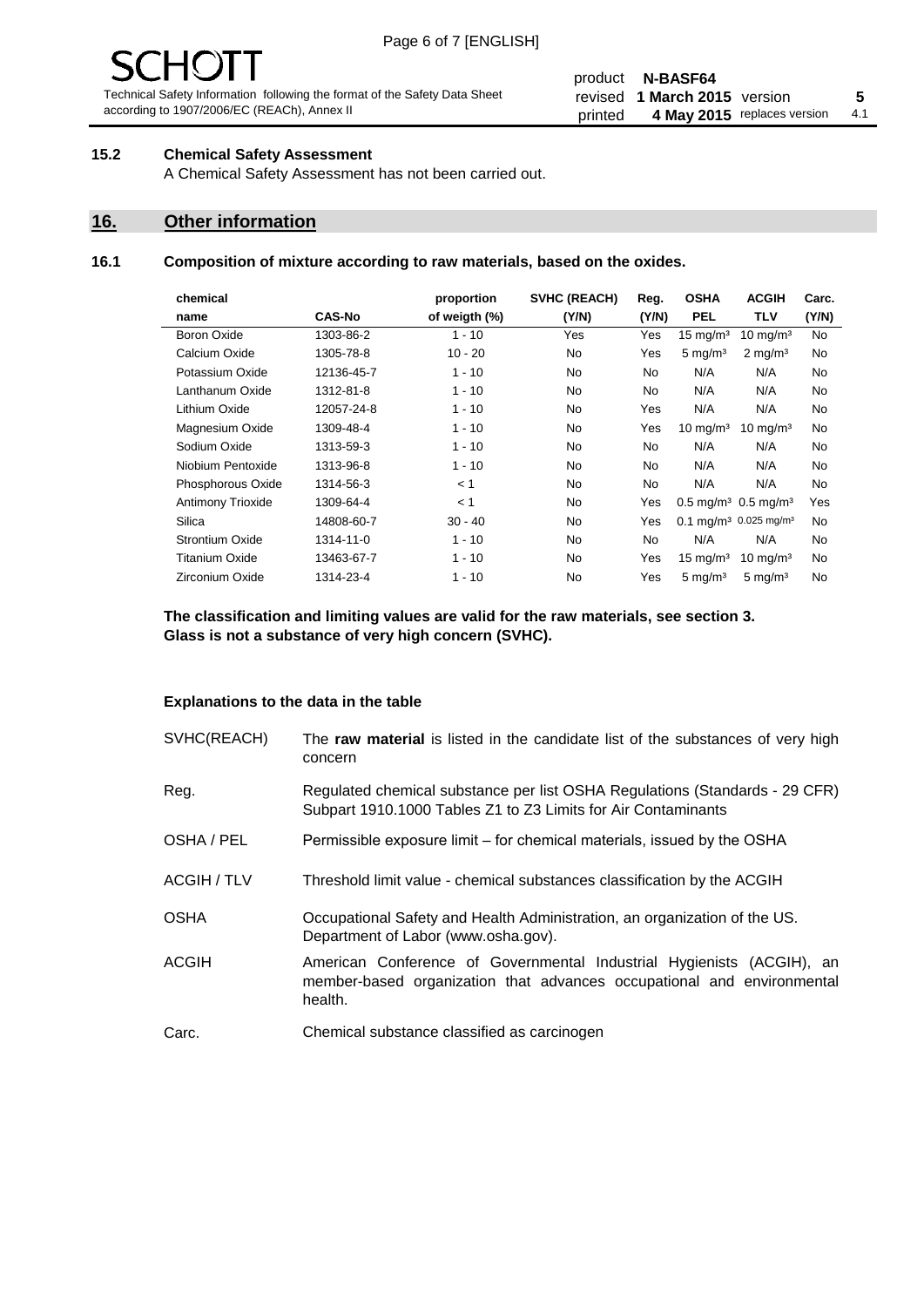## 15.2 Chemical Safety Assessment

A Chemical Safety Assessment has not been carried out.

# 16. Other information

## 16.1 Composition of mixture according to raw materials, based on the oxides.

| chemical name | CAS-No | proportion of weigth (%) | SVHC (REACH) (Y/N) | Reg. (Y/N) | OSHA PEL | ACGIH TLV | Carc. (Y/N) |
|---|---|---|---|---|---|---|---|
| Boron Oxide | 1303-86-2 | 1 - 10 | Yes | Yes | 15 mg/m³ | 10 mg/m³ | No |
| Calcium Oxide | 1305-78-8 | 10 - 20 | No | Yes | 5 mg/m³ | 2 mg/m³ | No |
| Potassium Oxide | 12136-45-7 | 1 - 10 | No | No | N/A | N/A | No |
| Lanthanum Oxide | 1312-81-8 | 1 - 10 | No | No | N/A | N/A | No |
| Lithium Oxide | 12057-24-8 | 1 - 10 | No | Yes | N/A | N/A | No |
| Magnesium Oxide | 1309-48-4 | 1 - 10 | No | Yes | 10 mg/m³ | 10 mg/m³ | No |
| Sodium Oxide | 1313-59-3 | 1 - 10 | No | No | N/A | N/A | No |
| Niobium Pentoxide | 1313-96-8 | 1 - 10 | No | No | N/A | N/A | No |
| Phosphorous Oxide | 1314-56-3 | < 1 | No | No | N/A | N/A | No |
| Antimony Trioxide | 1309-64-4 | < 1 | No | Yes | 0.5 mg/m³ | 0.5 mg/m³ | Yes |
| Silica | 14808-60-7 | 30 - 40 | No | Yes | 0.1 mg/m³ | 0.025 mg/m³ | No |
| Strontium Oxide | 1314-11-0 | 1 - 10 | No | No | N/A | N/A | No |
| Titanium Oxide | 13463-67-7 | 1 - 10 | No | Yes | 15 mg/m³ | 10 mg/m³ | No |
| Zirconium Oxide | 1314-23-4 | 1 - 10 | No | Yes | 5 mg/m³ | 5 mg/m³ | No |

**The classification and limiting values are valid for the raw materials, see section 3.**
**Glass is not a substance of very high concern (SVHC).**

**Explanations to the data in the table**

| | |
|---|---|
| SVHC(REACH) | The **raw material** is listed in the candidate list of the substances of very high concern |
| Reg. | Regulated chemical substance per list OSHA Regulations (Standards - 29 CFR) Subpart 1910.1000 Tables Z1 to Z3 Limits for Air Contaminants |
| OSHA / PEL | Permissible exposure limit – for chemical materials, issued by the OSHA |
| ACGIH / TLV | Threshold limit value - chemical substances classification by the ACGIH |
| OSHA | Occupational Safety and Health Administration, an organization of the US. Department of Labor (www.osha.gov). |
| ACGIH | American Conference of Governmental Industrial Hygienists (ACGIH), an member-based organization that advances occupational and environmental health. |
| Carc. | Chemical substance classified as carcinogen |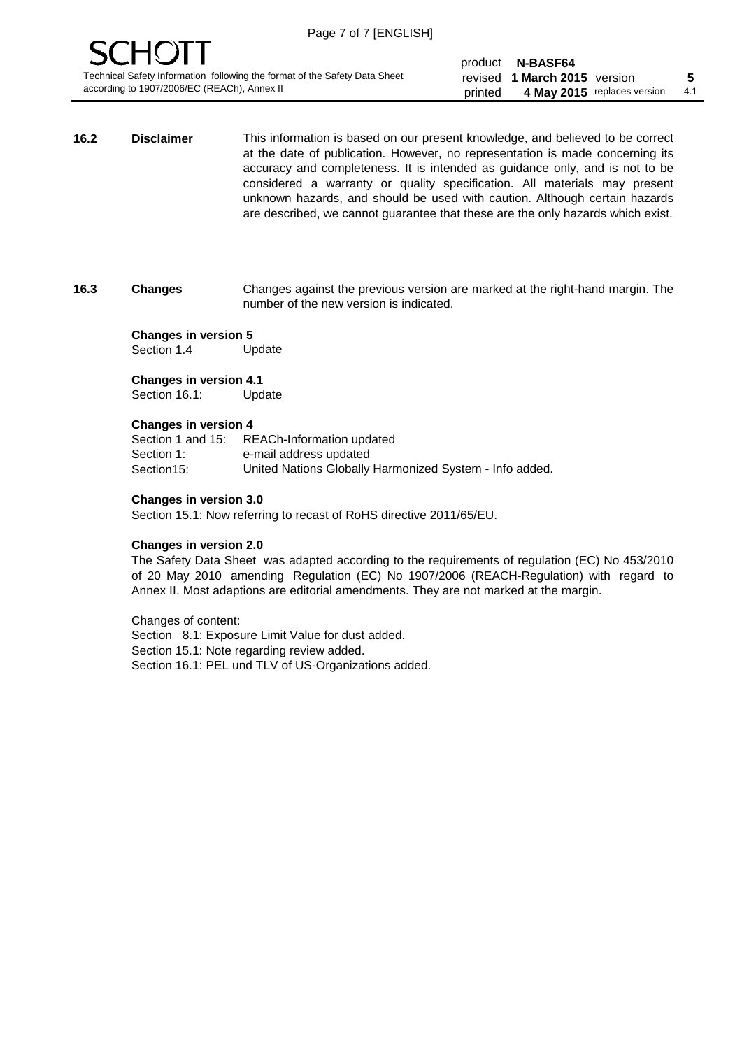**16.2 Disclaimer**

This information is based on our present knowledge, and believed to be correct at the date of publication. However, no representation is made concerning its accuracy and completeness. It is intended as guidance only, and is not to be considered a warranty or quality specification. All materials may present unknown hazards, and should be used with caution. Although certain hazards are described, we cannot guarantee that these are the only hazards which exist.

**16.3 Changes**

Changes against the previous version are marked at the right-hand margin. The number of the new version is indicated.

**Changes in version 5**

Section 1.4 Update

**Changes in version 4.1**

Section 16.1: Update

**Changes in version 4**

| | |
|---|---|
| Section 1 and 15: | REACh-Information updated |
| Section 1: | e-mail address updated |
| Section15: | United Nations Globally Harmonized System - Info added. |

**Changes in version 3.0**

Section 15.1: Now referring to recast of RoHS directive 2011/65/EU.

**Changes in version 2.0**

The Safety Data Sheet was adapted according to the requirements of regulation (EC) No 453/2010 of 20 May 2010 amending Regulation (EC) No 1907/2006 (REACH-Regulation) with regard to Annex II. Most adaptions are editorial amendments. They are not marked at the margin.

Changes of content:
Section 8.1: Exposure Limit Value for dust added.
Section 15.1: Note regarding review added.
Section 16.1: PEL und TLV of US-Organizations added.